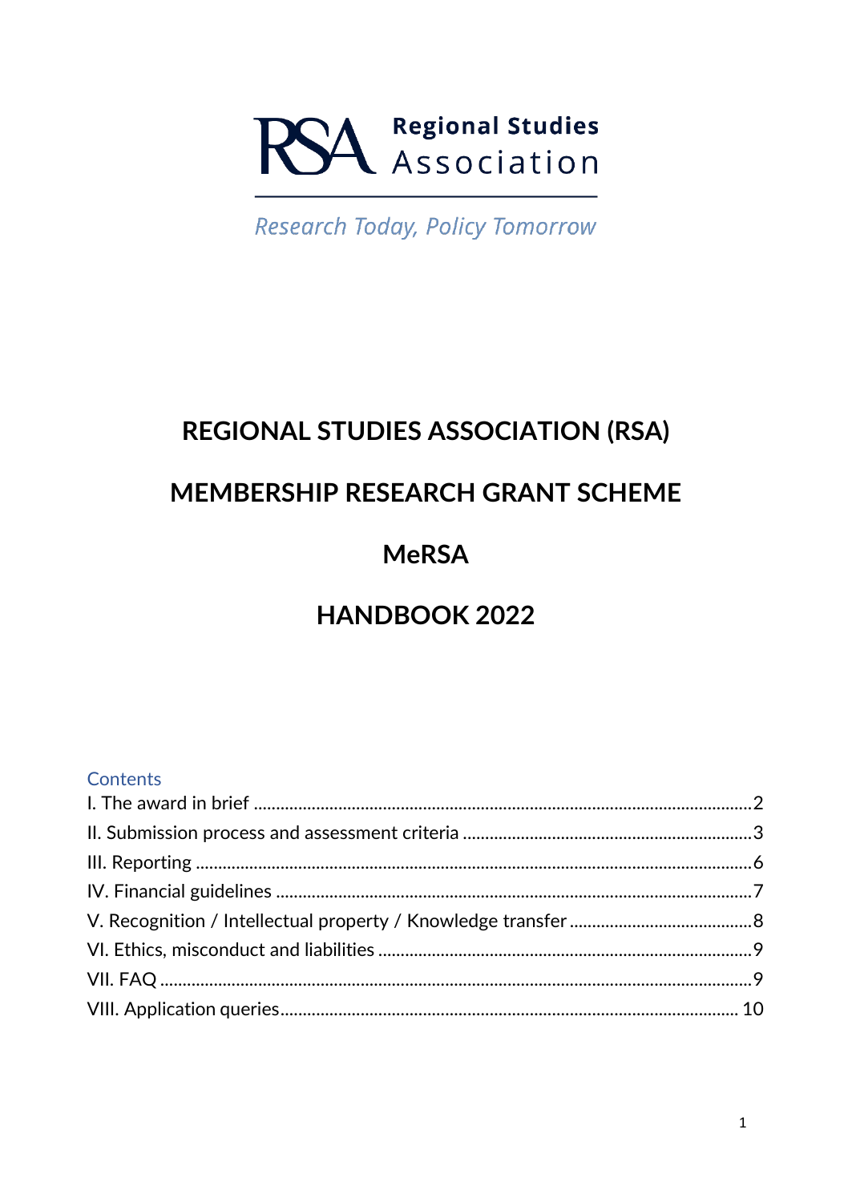Regional Studies Association

*Research Today, Policy Tomorrow*

# REGIONAL STUDIES ASSOCIATION (RSA)

# MEMBERSHIP RESEARCH GRANT SCHEME

# MeRSA

# HANDBOOK 2022

## Contents

I. The award in brief ........ 2

II. Submission process and assessment criteria ........ 3

III. Reporting ........ 6

IV. Financial guidelines ........ 7

V. Recognition / Intellectual property / Knowledge transfer ........ 8

VI. Ethics, misconduct and liabilities ........ 9

VII. FAQ ........ 9

VIII. Application queries ........ 10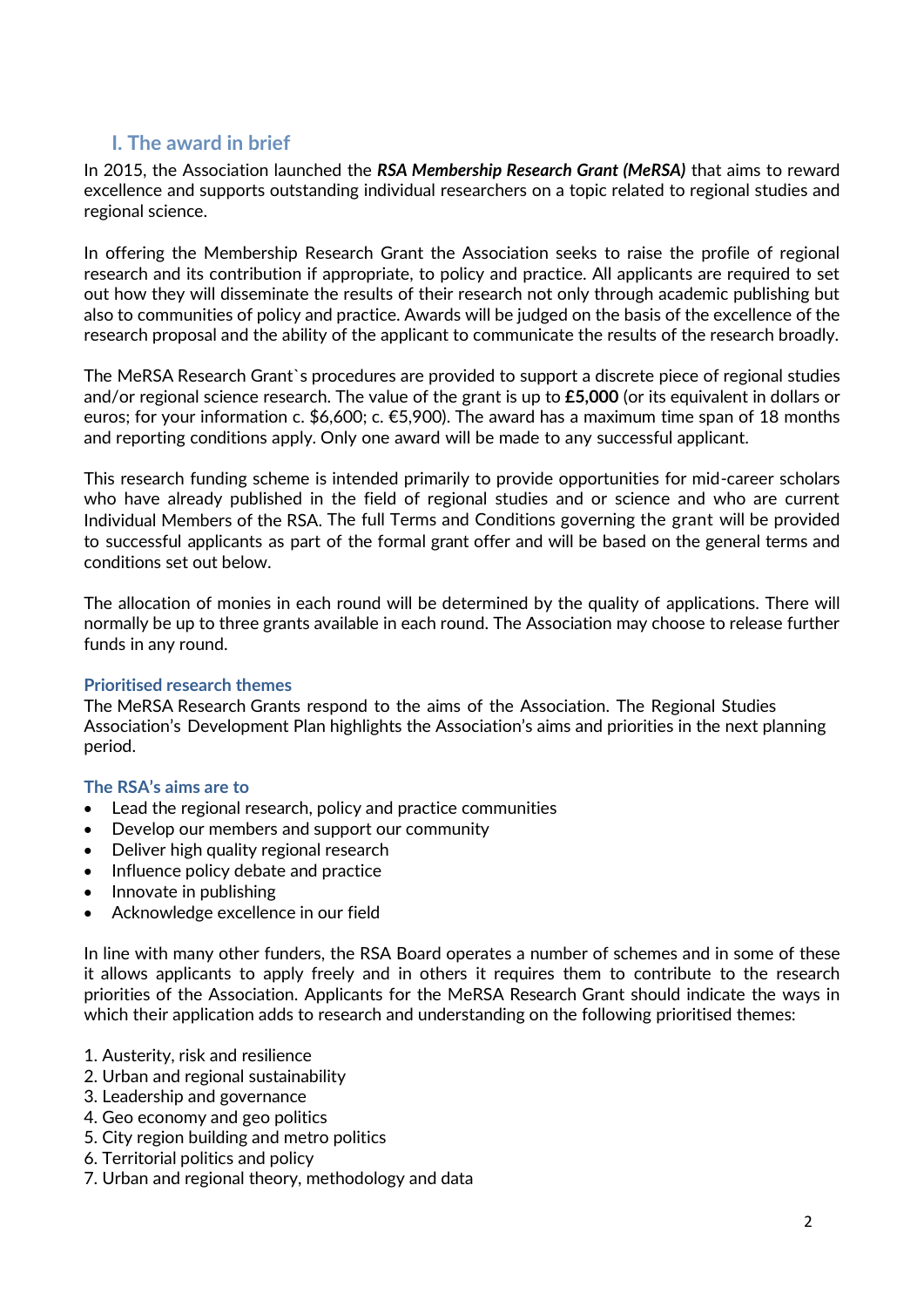## I. The award in brief

In 2015, the Association launched the ***RSA Membership Research Grant (MeRSA)*** that aims to reward excellence and supports outstanding individual researchers on a topic related to regional studies and regional science.

In offering the Membership Research Grant the Association seeks to raise the profile of regional research and its contribution if appropriate, to policy and practice. All applicants are required to set out how they will disseminate the results of their research not only through academic publishing but also to communities of policy and practice. Awards will be judged on the basis of the excellence of the research proposal and the ability of the applicant to communicate the results of the research broadly.

The MeRSA Research Grant`s procedures are provided to support a discrete piece of regional studies and/or regional science research. The value of the grant is up to **£5,000** (or its equivalent in dollars or euros; for your information c. $6,600; c. €5,900). The award has a maximum time span of 18 months and reporting conditions apply. Only one award will be made to any successful applicant.

This research funding scheme is intended primarily to provide opportunities for mid-career scholars who have already published in the field of regional studies and or science and who are current Individual Members of the RSA. The full Terms and Conditions governing the grant will be provided to successful applicants as part of the formal grant offer and will be based on the general terms and conditions set out below.

The allocation of monies in each round will be determined by the quality of applications. There will normally be up to three grants available in each round. The Association may choose to release further funds in any round.

### Prioritised research themes

The MeRSA Research Grants respond to the aims of the Association. The Regional Studies Association's Development Plan highlights the Association's aims and priorities in the next planning period.

### The RSA's aims are to

- Lead the regional research, policy and practice communities
- Develop our members and support our community
- Deliver high quality regional research
- Influence policy debate and practice
- Innovate in publishing
- Acknowledge excellence in our field

In line with many other funders, the RSA Board operates a number of schemes and in some of these it allows applicants to apply freely and in others it requires them to contribute to the research priorities of the Association. Applicants for the MeRSA Research Grant should indicate the ways in which their application adds to research and understanding on the following prioritised themes:

1. Austerity, risk and resilience
2. Urban and regional sustainability
3. Leadership and governance
4. Geo economy and geo politics
5. City region building and metro politics
6. Territorial politics and policy
7. Urban and regional theory, methodology and data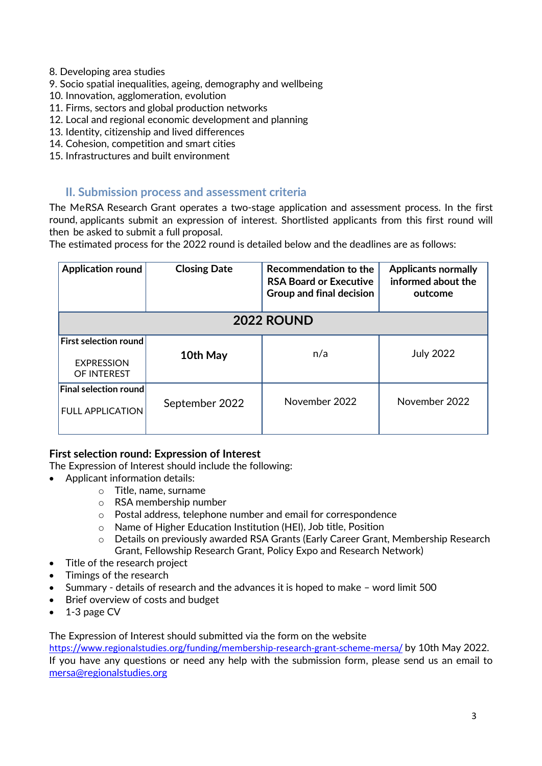8. Developing area studies
9. Socio spatial inequalities, ageing, demography and wellbeing
10. Innovation, agglomeration, evolution
11. Firms, sectors and global production networks
12. Local and regional economic development and planning
13. Identity, citizenship and lived differences
14. Cohesion, competition and smart cities
15. Infrastructures and built environment

## II. Submission process and assessment criteria

The MeRSA Research Grant operates a two-stage application and assessment process. In the first round, applicants submit an expression of interest. Shortlisted applicants from this first round will then be asked to submit a full proposal.
The estimated process for the 2022 round is detailed below and the deadlines are as follows:

| Application round | Closing Date | Recommendation to the RSA Board or Executive Group and final decision | Applicants normally informed about the outcome |
|---|---|---|---|
| **2022 ROUND** | | | |
| **First selection round** EXPRESSION OF INTEREST | **10th May** | n/a | July 2022 |
| **Final selection round** FULL APPLICATION | September 2022 | November 2022 | November 2022 |

### First selection round: Expression of Interest

The Expression of Interest should include the following:

- Applicant information details:
  - Title, name, surname
  - RSA membership number
  - Postal address, telephone number and email for correspondence
  - Name of Higher Education Institution (HEI), Job title, Position
  - Details on previously awarded RSA Grants (Early Career Grant, Membership Research Grant, Fellowship Research Grant, Policy Expo and Research Network)
- Title of the research project
- Timings of the research
- Summary - details of research and the advances it is hoped to make – word limit 500
- Brief overview of costs and budget
- 1-3 page CV

The Expression of Interest should submitted via the form on the website https://www.regionalstudies.org/funding/membership-research-grant-scheme-mersa/ by 10th May 2022.
If you have any questions or need any help with the submission form, please send us an email to mersa@regionalstudies.org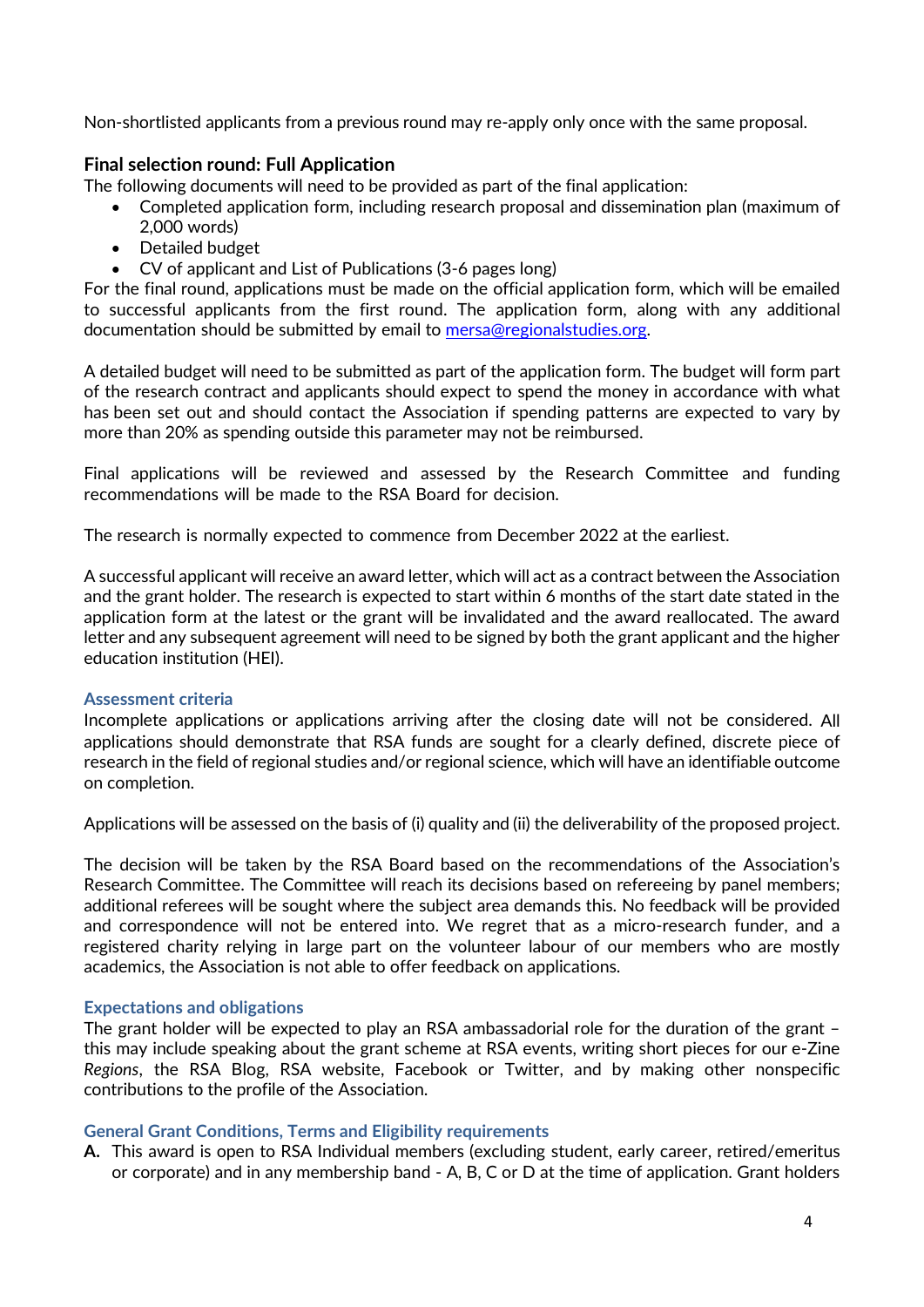Non-shortlisted applicants from a previous round may re-apply only once with the same proposal.

### Final selection round: Full Application

The following documents will need to be provided as part of the final application:

- Completed application form, including research proposal and dissemination plan (maximum of 2,000 words)
- Detailed budget
- CV of applicant and List of Publications (3-6 pages long)

For the final round, applications must be made on the official application form, which will be emailed to successful applicants from the first round. The application form, along with any additional documentation should be submitted by email to mersa@regionalstudies.org.

A detailed budget will need to be submitted as part of the application form. The budget will form part of the research contract and applicants should expect to spend the money in accordance with what has been set out and should contact the Association if spending patterns are expected to vary by more than 20% as spending outside this parameter may not be reimbursed.

Final applications will be reviewed and assessed by the Research Committee and funding recommendations will be made to the RSA Board for decision.

The research is normally expected to commence from December 2022 at the earliest.

A successful applicant will receive an award letter, which will act as a contract between the Association and the grant holder. The research is expected to start within 6 months of the start date stated in the application form at the latest or the grant will be invalidated and the award reallocated. The award letter and any subsequent agreement will need to be signed by both the grant applicant and the higher education institution (HEI).

### Assessment criteria

Incomplete applications or applications arriving after the closing date will not be considered. All applications should demonstrate that RSA funds are sought for a clearly defined, discrete piece of research in the field of regional studies and/or regional science, which will have an identifiable outcome on completion.

Applications will be assessed on the basis of (i) quality and (ii) the deliverability of the proposed project.

The decision will be taken by the RSA Board based on the recommendations of the Association's Research Committee. The Committee will reach its decisions based on refereeing by panel members; additional referees will be sought where the subject area demands this. No feedback will be provided and correspondence will not be entered into. We regret that as a micro-research funder, and a registered charity relying in large part on the volunteer labour of our members who are mostly academics, the Association is not able to offer feedback on applications.

### Expectations and obligations

The grant holder will be expected to play an RSA ambassadorial role for the duration of the grant – this may include speaking about the grant scheme at RSA events, writing short pieces for our e-Zine *Regions*, the RSA Blog, RSA website, Facebook or Twitter, and by making other nonspecific contributions to the profile of the Association.

### General Grant Conditions, Terms and Eligibility requirements

**A.** This award is open to RSA Individual members (excluding student, early career, retired/emeritus or corporate) and in any membership band - A, B, C or D at the time of application. Grant holders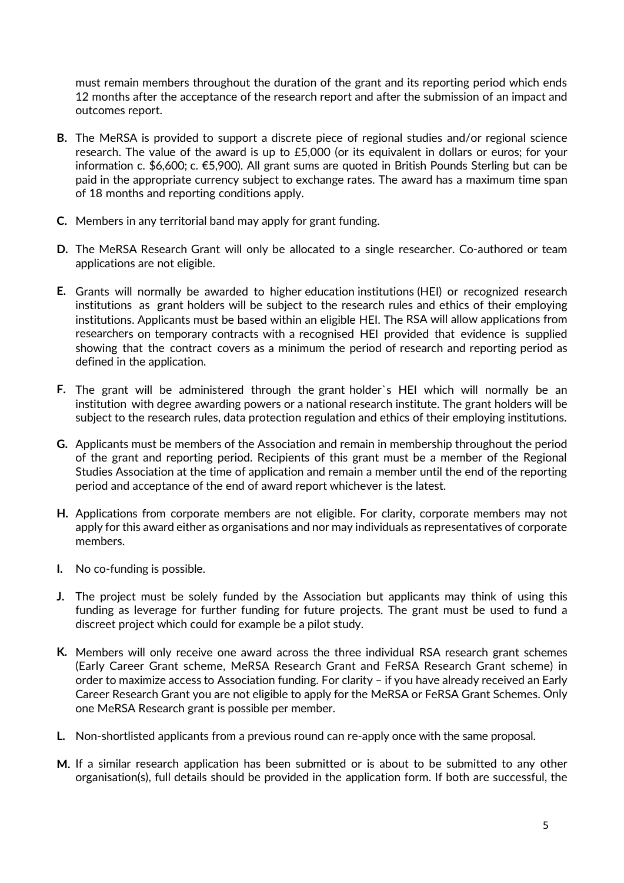must remain members throughout the duration of the grant and its reporting period which ends 12 months after the acceptance of the research report and after the submission of an impact and outcomes report.

**B.** The MeRSA is provided to support a discrete piece of regional studies and/or regional science research. The value of the award is up to £5,000 (or its equivalent in dollars or euros; for your information c. $6,600; c. €5,900). All grant sums are quoted in British Pounds Sterling but can be paid in the appropriate currency subject to exchange rates. The award has a maximum time span of 18 months and reporting conditions apply.

**C.** Members in any territorial band may apply for grant funding.

**D.** The MeRSA Research Grant will only be allocated to a single researcher. Co-authored or team applications are not eligible.

**E.** Grants will normally be awarded to higher education institutions (HEI) or recognized research institutions as grant holders will be subject to the research rules and ethics of their employing institutions. Applicants must be based within an eligible HEI. The RSA will allow applications from researchers on temporary contracts with a recognised HEI provided that evidence is supplied showing that the contract covers as a minimum the period of research and reporting period as defined in the application.

**F.** The grant will be administered through the grant holder`s HEI which will normally be an institution with degree awarding powers or a national research institute. The grant holders will be subject to the research rules, data protection regulation and ethics of their employing institutions.

**G.** Applicants must be members of the Association and remain in membership throughout the period of the grant and reporting period. Recipients of this grant must be a member of the Regional Studies Association at the time of application and remain a member until the end of the reporting period and acceptance of the end of award report whichever is the latest.

**H.** Applications from corporate members are not eligible. For clarity, corporate members may not apply for this award either as organisations and nor may individuals as representatives of corporate members.

**I.** No co-funding is possible.

**J.** The project must be solely funded by the Association but applicants may think of using this funding as leverage for further funding for future projects. The grant must be used to fund a discreet project which could for example be a pilot study.

**K.** Members will only receive one award across the three individual RSA research grant schemes (Early Career Grant scheme, MeRSA Research Grant and FeRSA Research Grant scheme) in order to maximize access to Association funding. For clarity – if you have already received an Early Career Research Grant you are not eligible to apply for the MeRSA or FeRSA Grant Schemes. Only one MeRSA Research grant is possible per member.

**L.** Non-shortlisted applicants from a previous round can re-apply once with the same proposal.

**M.** If a similar research application has been submitted or is about to be submitted to any other organisation(s), full details should be provided in the application form. If both are successful, the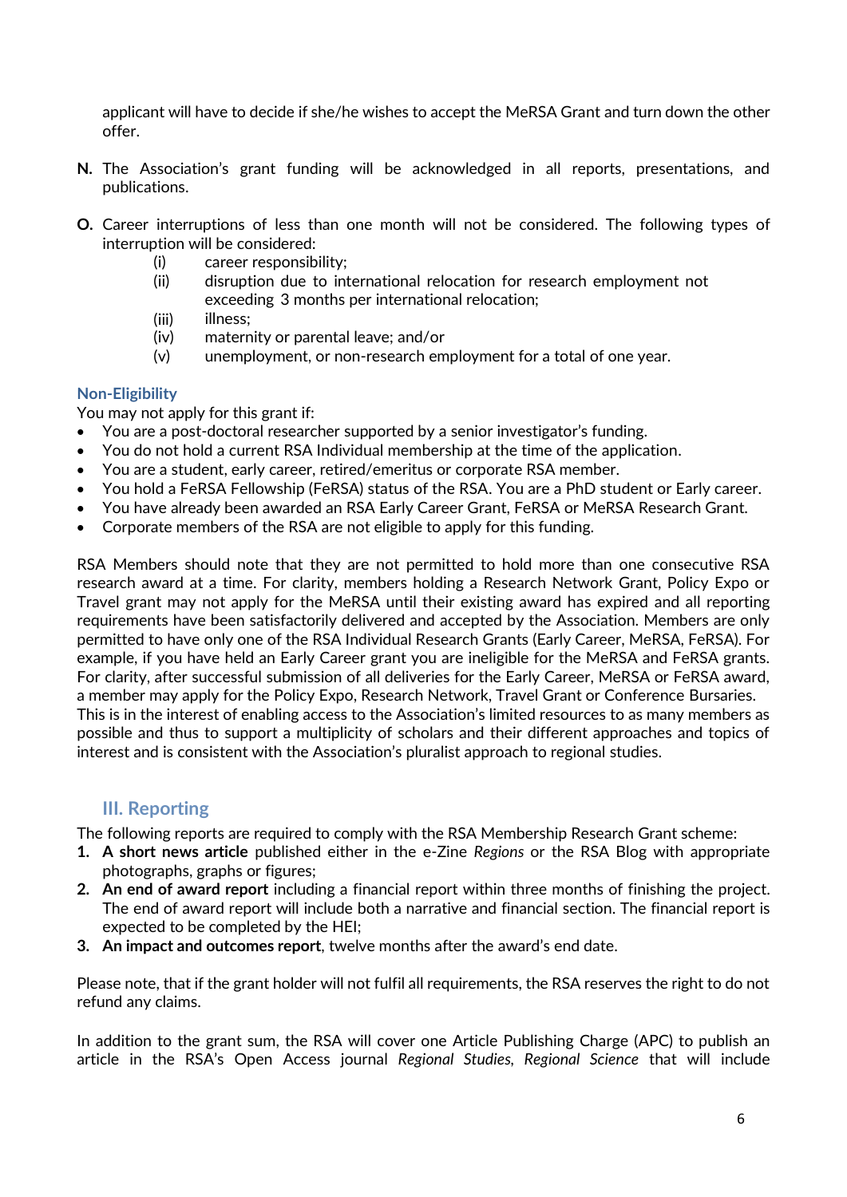applicant will have to decide if she/he wishes to accept the MeRSA Grant and turn down the other offer.

**N.** The Association's grant funding will be acknowledged in all reports, presentations, and publications.

**O.** Career interruptions of less than one month will not be considered. The following types of interruption will be considered:

- (i) career responsibility;
- (ii) disruption due to international relocation for research employment not exceeding 3 months per international relocation;
- (iii) illness;
- (iv) maternity or parental leave; and/or
- (v) unemployment, or non-research employment for a total of one year.

### Non-Eligibility

You may not apply for this grant if:

- You are a post-doctoral researcher supported by a senior investigator's funding.
- You do not hold a current RSA Individual membership at the time of the application.
- You are a student, early career, retired/emeritus or corporate RSA member.
- You hold a FeRSA Fellowship (FeRSA) status of the RSA. You are a PhD student or Early career.
- You have already been awarded an RSA Early Career Grant, FeRSA or MeRSA Research Grant.
- Corporate members of the RSA are not eligible to apply for this funding.

RSA Members should note that they are not permitted to hold more than one consecutive RSA research award at a time. For clarity, members holding a Research Network Grant, Policy Expo or Travel grant may not apply for the MeRSA until their existing award has expired and all reporting requirements have been satisfactorily delivered and accepted by the Association. Members are only permitted to have only one of the RSA Individual Research Grants (Early Career, MeRSA, FeRSA). For example, if you have held an Early Career grant you are ineligible for the MeRSA and FeRSA grants. For clarity, after successful submission of all deliveries for the Early Career, MeRSA or FeRSA award, a member may apply for the Policy Expo, Research Network, Travel Grant or Conference Bursaries. This is in the interest of enabling access to the Association's limited resources to as many members as possible and thus to support a multiplicity of scholars and their different approaches and topics of interest and is consistent with the Association's pluralist approach to regional studies.

## III. Reporting

The following reports are required to comply with the RSA Membership Research Grant scheme:

1. **A short news article** published either in the e-Zine *Regions* or the RSA Blog with appropriate photographs, graphs or figures;
2. **An end of award report** including a financial report within three months of finishing the project. The end of award report will include both a narrative and financial section. The financial report is expected to be completed by the HEI;
3. **An impact and outcomes report**, twelve months after the award's end date.

Please note, that if the grant holder will not fulfil all requirements, the RSA reserves the right to do not refund any claims.

In addition to the grant sum, the RSA will cover one Article Publishing Charge (APC) to publish an article in the RSA's Open Access journal *Regional Studies, Regional Science* that will include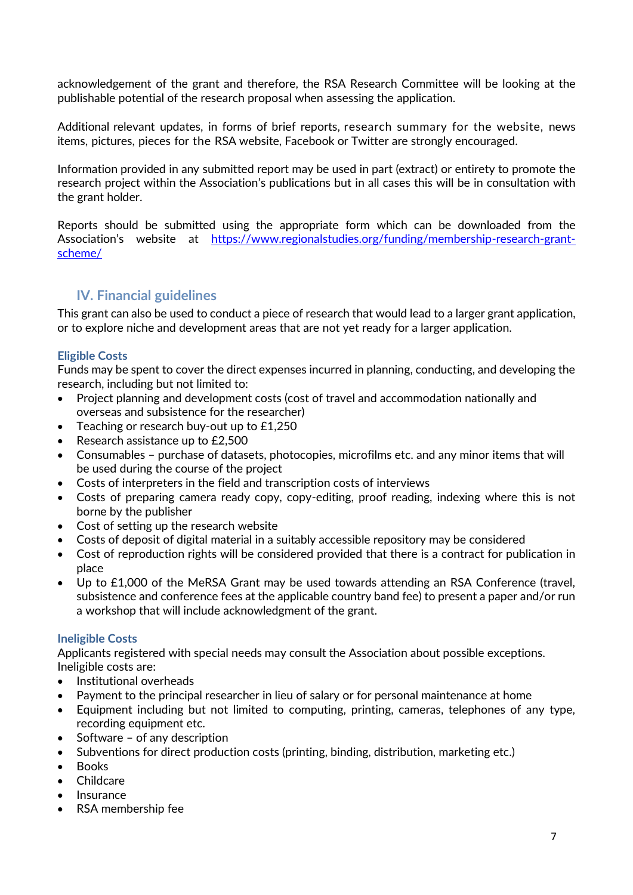acknowledgement of the grant and therefore, the RSA Research Committee will be looking at the publishable potential of the research proposal when assessing the application.

Additional relevant updates, in forms of brief reports, research summary for the website, news items, pictures, pieces for the RSA website, Facebook or Twitter are strongly encouraged.

Information provided in any submitted report may be used in part (extract) or entirety to promote the research project within the Association's publications but in all cases this will be in consultation with the grant holder.

Reports should be submitted using the appropriate form which can be downloaded from the Association's website at https://www.regionalstudies.org/funding/membership-research-grant-scheme/

## IV. Financial guidelines

This grant can also be used to conduct a piece of research that would lead to a larger grant application, or to explore niche and development areas that are not yet ready for a larger application.

### Eligible Costs

Funds may be spent to cover the direct expenses incurred in planning, conducting, and developing the research, including but not limited to:

- Project planning and development costs (cost of travel and accommodation nationally and overseas and subsistence for the researcher)
- Teaching or research buy-out up to £1,250
- Research assistance up to £2,500
- Consumables – purchase of datasets, photocopies, microfilms etc. and any minor items that will be used during the course of the project
- Costs of interpreters in the field and transcription costs of interviews
- Costs of preparing camera ready copy, copy-editing, proof reading, indexing where this is not borne by the publisher
- Cost of setting up the research website
- Costs of deposit of digital material in a suitably accessible repository may be considered
- Cost of reproduction rights will be considered provided that there is a contract for publication in place
- Up to £1,000 of the MeRSA Grant may be used towards attending an RSA Conference (travel, subsistence and conference fees at the applicable country band fee) to present a paper and/or run a workshop that will include acknowledgment of the grant.

### Ineligible Costs

Applicants registered with special needs may consult the Association about possible exceptions. Ineligible costs are:

- Institutional overheads
- Payment to the principal researcher in lieu of salary or for personal maintenance at home
- Equipment including but not limited to computing, printing, cameras, telephones of any type, recording equipment etc.
- Software – of any description
- Subventions for direct production costs (printing, binding, distribution, marketing etc.)
- Books
- Childcare
- Insurance
- RSA membership fee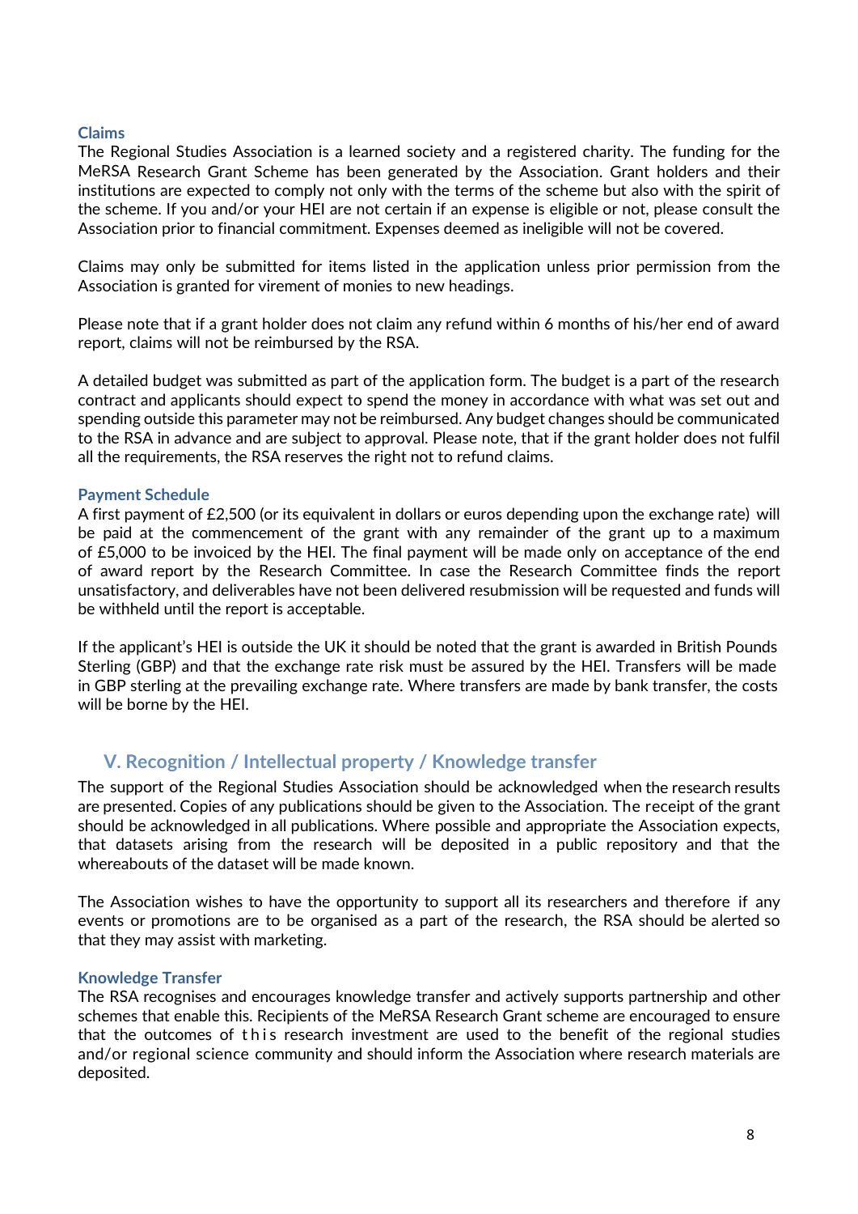### Claims

The Regional Studies Association is a learned society and a registered charity. The funding for the MeRSA Research Grant Scheme has been generated by the Association. Grant holders and their institutions are expected to comply not only with the terms of the scheme but also with the spirit of the scheme. If you and/or your HEI are not certain if an expense is eligible or not, please consult the Association prior to financial commitment. Expenses deemed as ineligible will not be covered.

Claims may only be submitted for items listed in the application unless prior permission from the Association is granted for virement of monies to new headings.

Please note that if a grant holder does not claim any refund within 6 months of his/her end of award report, claims will not be reimbursed by the RSA.

A detailed budget was submitted as part of the application form. The budget is a part of the research contract and applicants should expect to spend the money in accordance with what was set out and spending outside this parameter may not be reimbursed. Any budget changes should be communicated to the RSA in advance and are subject to approval. Please note, that if the grant holder does not fulfil all the requirements, the RSA reserves the right not to refund claims.

### Payment Schedule

A first payment of £2,500 (or its equivalent in dollars or euros depending upon the exchange rate) will be paid at the commencement of the grant with any remainder of the grant up to a maximum of £5,000 to be invoiced by the HEI. The final payment will be made only on acceptance of the end of award report by the Research Committee. In case the Research Committee finds the report unsatisfactory, and deliverables have not been delivered resubmission will be requested and funds will be withheld until the report is acceptable.

If the applicant's HEI is outside the UK it should be noted that the grant is awarded in British Pounds Sterling (GBP) and that the exchange rate risk must be assured by the HEI. Transfers will be made in GBP sterling at the prevailing exchange rate. Where transfers are made by bank transfer, the costs will be borne by the HEI.

## V. Recognition / Intellectual property / Knowledge transfer

The support of the Regional Studies Association should be acknowledged when the research results are presented. Copies of any publications should be given to the Association. The receipt of the grant should be acknowledged in all publications. Where possible and appropriate the Association expects, that datasets arising from the research will be deposited in a public repository and that the whereabouts of the dataset will be made known.

The Association wishes to have the opportunity to support all its researchers and therefore if any events or promotions are to be organised as a part of the research, the RSA should be alerted so that they may assist with marketing.

### Knowledge Transfer

The RSA recognises and encourages knowledge transfer and actively supports partnership and other schemes that enable this. Recipients of the MeRSA Research Grant scheme are encouraged to ensure that the outcomes of this research investment are used to the benefit of the regional studies and/or regional science community and should inform the Association where research materials are deposited.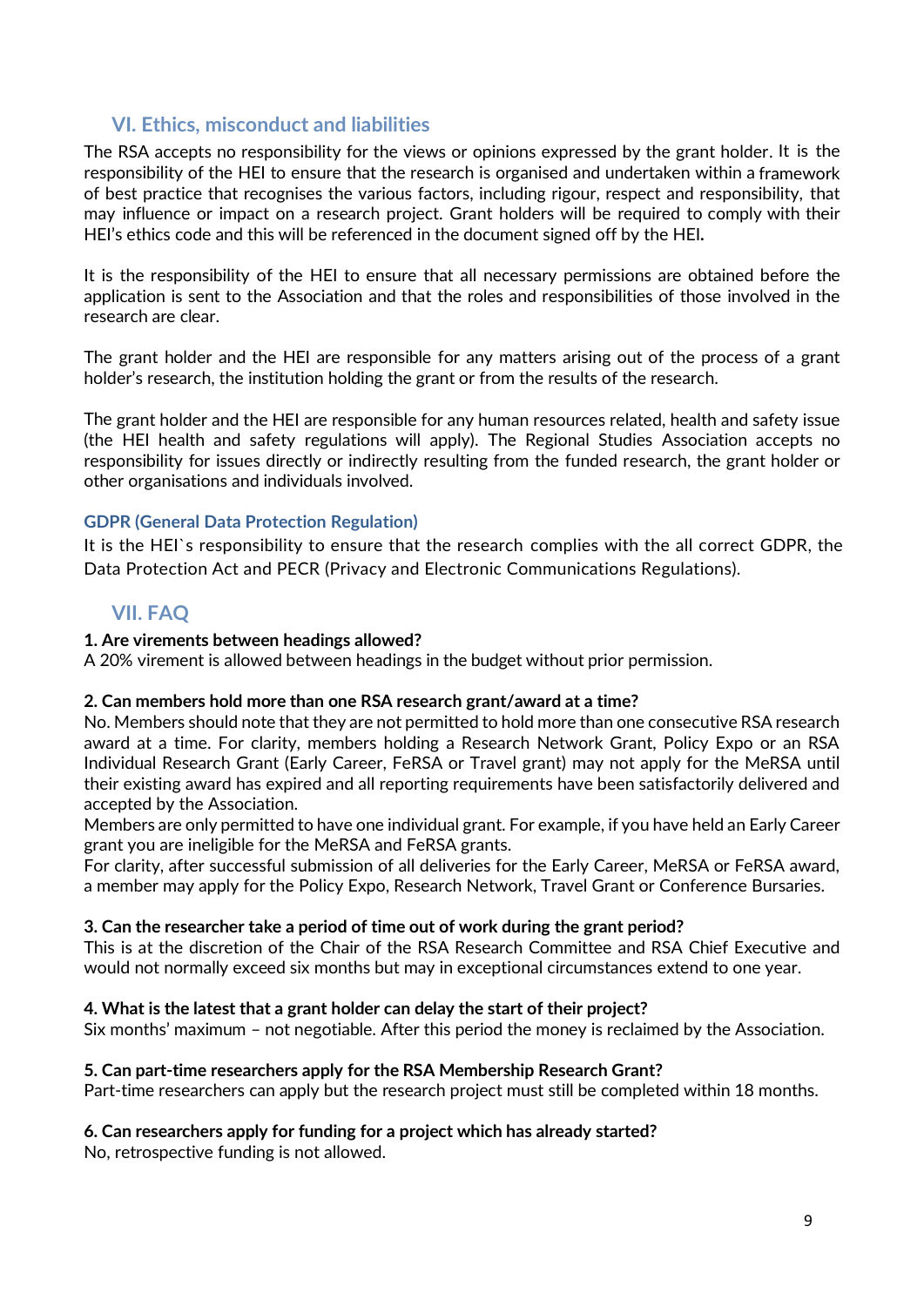## VI. Ethics, misconduct and liabilities

The RSA accepts no responsibility for the views or opinions expressed by the grant holder. It is the responsibility of the HEI to ensure that the research is organised and undertaken within a framework of best practice that recognises the various factors, including rigour, respect and responsibility, that may influence or impact on a research project. Grant holders will be required to comply with their HEI's ethics code and this will be referenced in the document signed off by the HEI.

It is the responsibility of the HEI to ensure that all necessary permissions are obtained before the application is sent to the Association and that the roles and responsibilities of those involved in the research are clear.

The grant holder and the HEI are responsible for any matters arising out of the process of a grant holder's research, the institution holding the grant or from the results of the research.

The grant holder and the HEI are responsible for any human resources related, health and safety issue (the HEI health and safety regulations will apply). The Regional Studies Association accepts no responsibility for issues directly or indirectly resulting from the funded research, the grant holder or other organisations and individuals involved.

### GDPR (General Data Protection Regulation)

It is the HEI`s responsibility to ensure that the research complies with the all correct GDPR, the Data Protection Act and PECR (Privacy and Electronic Communications Regulations).

## VII. FAQ

**1. Are virements between headings allowed?**
A 20% virement is allowed between headings in the budget without prior permission.

**2. Can members hold more than one RSA research grant/award at a time?**
No. Members should note that they are not permitted to hold more than one consecutive RSA research award at a time. For clarity, members holding a Research Network Grant, Policy Expo or an RSA Individual Research Grant (Early Career, FeRSA or Travel grant) may not apply for the MeRSA until their existing award has expired and all reporting requirements have been satisfactorily delivered and accepted by the Association.
Members are only permitted to have one individual grant. For example, if you have held an Early Career grant you are ineligible for the MeRSA and FeRSA grants.
For clarity, after successful submission of all deliveries for the Early Career, MeRSA or FeRSA award, a member may apply for the Policy Expo, Research Network, Travel Grant or Conference Bursaries.

**3. Can the researcher take a period of time out of work during the grant period?**
This is at the discretion of the Chair of the RSA Research Committee and RSA Chief Executive and would not normally exceed six months but may in exceptional circumstances extend to one year.

**4. What is the latest that a grant holder can delay the start of their project?**
Six months' maximum – not negotiable. After this period the money is reclaimed by the Association.

**5. Can part-time researchers apply for the RSA Membership Research Grant?**
Part-time researchers can apply but the research project must still be completed within 18 months.

**6. Can researchers apply for funding for a project which has already started?**
No, retrospective funding is not allowed.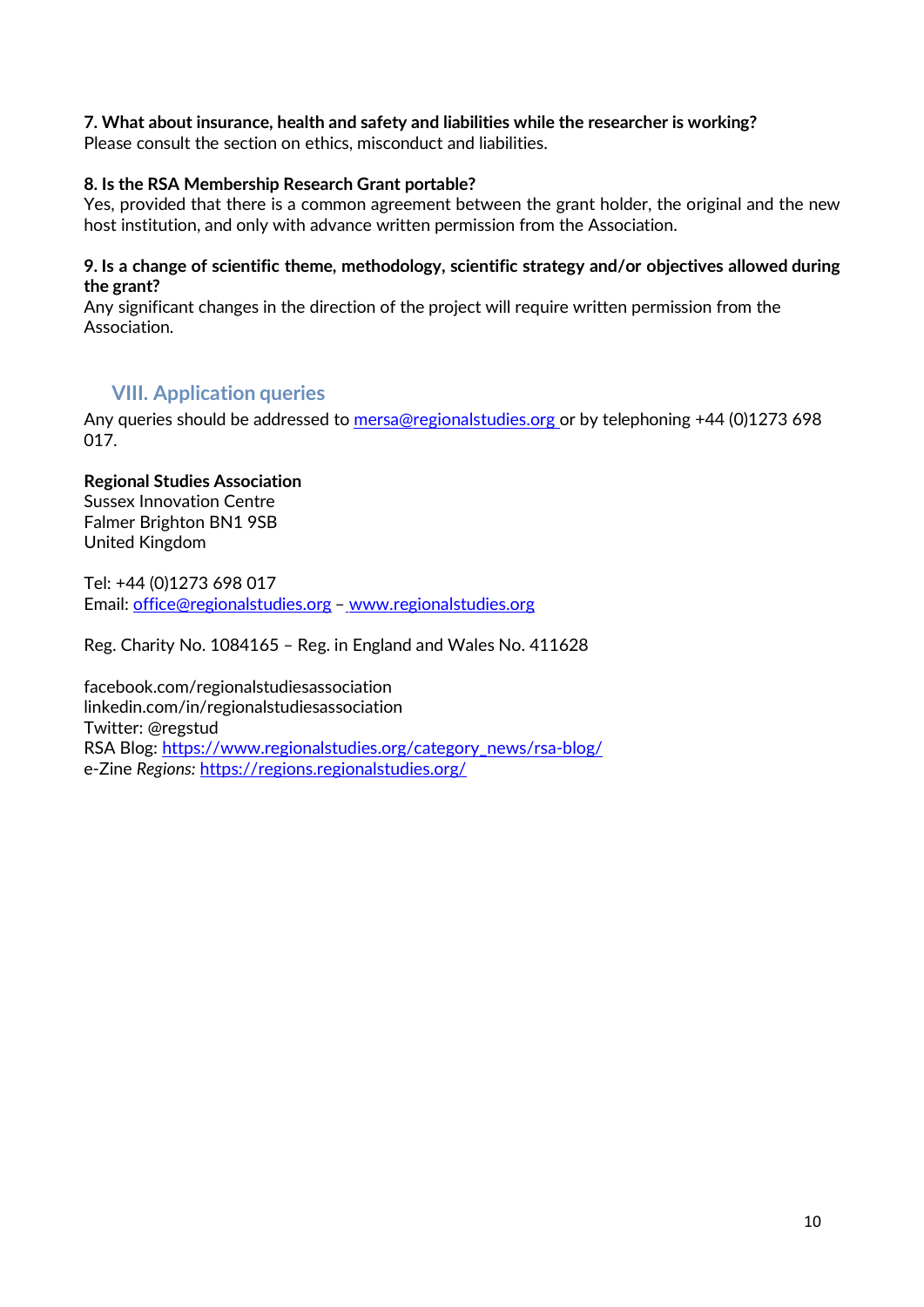**7. What about insurance, health and safety and liabilities while the researcher is working?**
Please consult the section on ethics, misconduct and liabilities.

**8. Is the RSA Membership Research Grant portable?**
Yes, provided that there is a common agreement between the grant holder, the original and the new host institution, and only with advance written permission from the Association.

**9. Is a change of scientific theme, methodology, scientific strategy and/or objectives allowed during the grant?**
Any significant changes in the direction of the project will require written permission from the Association.

## VIII. Application queries

Any queries should be addressed to mersa@regionalstudies.org or by telephoning +44 (0)1273 698 017.

**Regional Studies Association**
Sussex Innovation Centre
Falmer Brighton BN1 9SB
United Kingdom

Tel: +44 (0)1273 698 017
Email: office@regionalstudies.org – www.regionalstudies.org

Reg. Charity No. 1084165 – Reg. in England and Wales No. 411628

facebook.com/regionalstudiesassociation
linkedin.com/in/regionalstudiesassociation
Twitter: @regstud
RSA Blog: https://www.regionalstudies.org/category_news/rsa-blog/
e-Zine *Regions:* https://regions.regionalstudies.org/